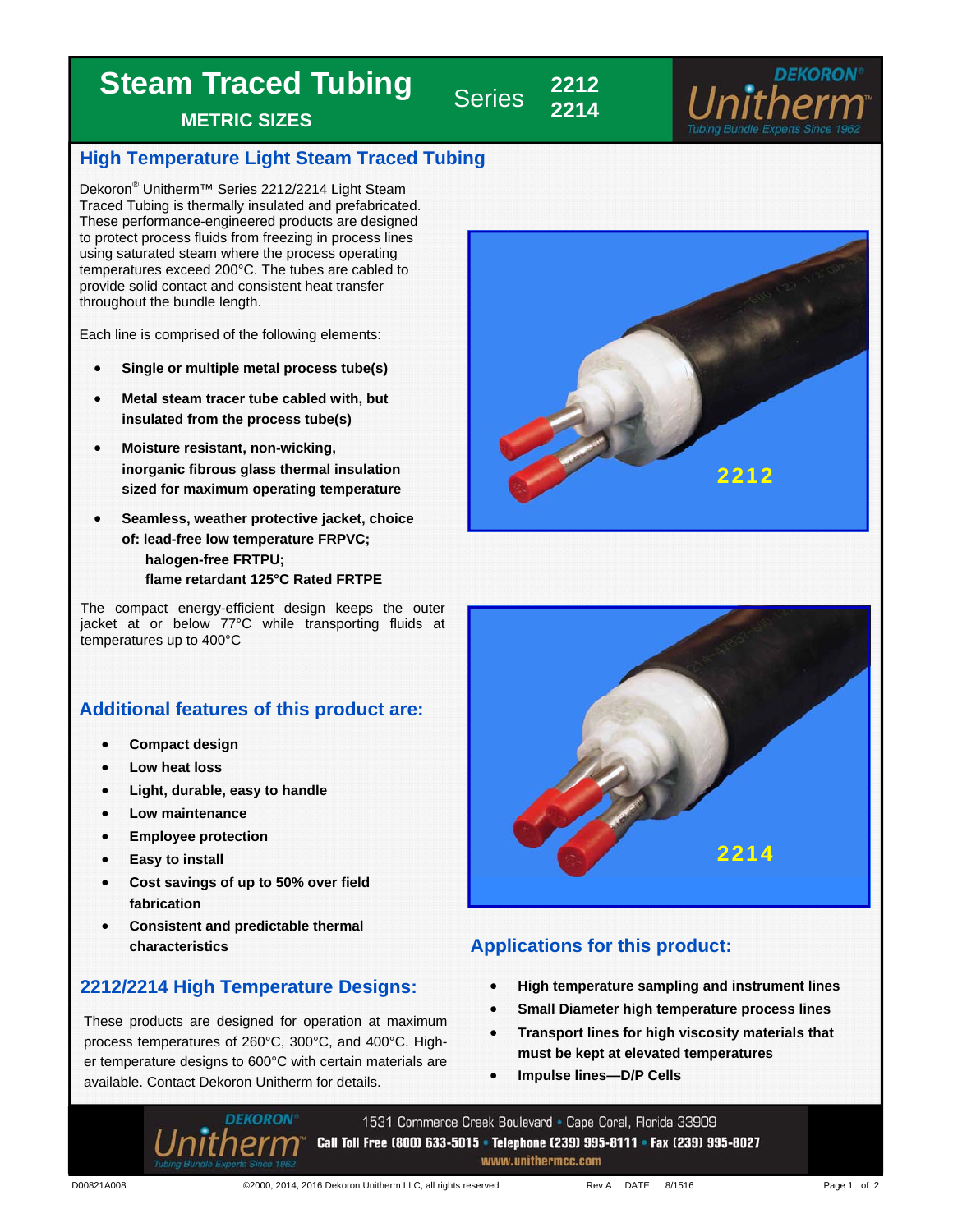# Steam Traced Tubing

**METRIC SIZES**

Series **2212** **2214**

DEKORON® Unitherm™ Tubing Bundle Experts Since 1962

## High Temperature Light Steam Traced Tubing

Dekoron® Unitherm™ Series 2212/2214 Light Steam Traced Tubing is thermally insulated and prefabricated. These performance-engineered products are designed to protect process fluids from freezing in process lines using saturated steam where the process operating temperatures exceed 200°C. The tubes are cabled to provide solid contact and consistent heat transfer throughout the bundle length.

Each line is comprised of the following elements:

- **Single or multiple metal process tube(s)**
- **Metal steam tracer tube cabled with, but insulated from the process tube(s)**
- **Moisture resistant, non-wicking, inorganic fibrous glass thermal insulation sized for maximum operating temperature**
- **Seamless, weather protective jacket, choice of: lead-free low temperature FRPVC; halogen-free FRTPU; flame retardant 125°C Rated FRTPE**

The compact energy-efficient design keeps the outer jacket at or below 77°C while transporting fluids at temperatures up to 400°C

2212

2214

## Additional features of this product are:

- **Compact design**
- **Low heat loss**
- **Light, durable, easy to handle**
- **Low maintenance**
- **Employee protection**
- **Easy to install**
- **Cost savings of up to 50% over field fabrication**
- **Consistent and predictable thermal characteristics**

## 2212/2214 High Temperature Designs:

These products are designed for operation at maximum process temperatures of 260°C, 300°C, and 400°C. Higher temperature designs to 600°C with certain materials are available. Contact Dekoron Unitherm for details.

## Applications for this product:

- **High temperature sampling and instrument lines**
- **Small Diameter high temperature process lines**
- **Transport lines for high viscosity materials that must be kept at elevated temperatures**
- **Impulse lines—D/P Cells**

DEKORON® Unitherm™ Tubing Bundle Experts Since 1962

1531 Commerce Creek Boulevard • Cape Coral, Florida 33909
**Call Toll Free (800) 633-5015 • Telephone (239) 995-8111 • Fax (239) 995-8027**
**www.unithermcc.com**

D00821A008 ©2000, 2014, 2016 Dekoron Unitherm LLC, all rights reserved Rev A DATE 8/1516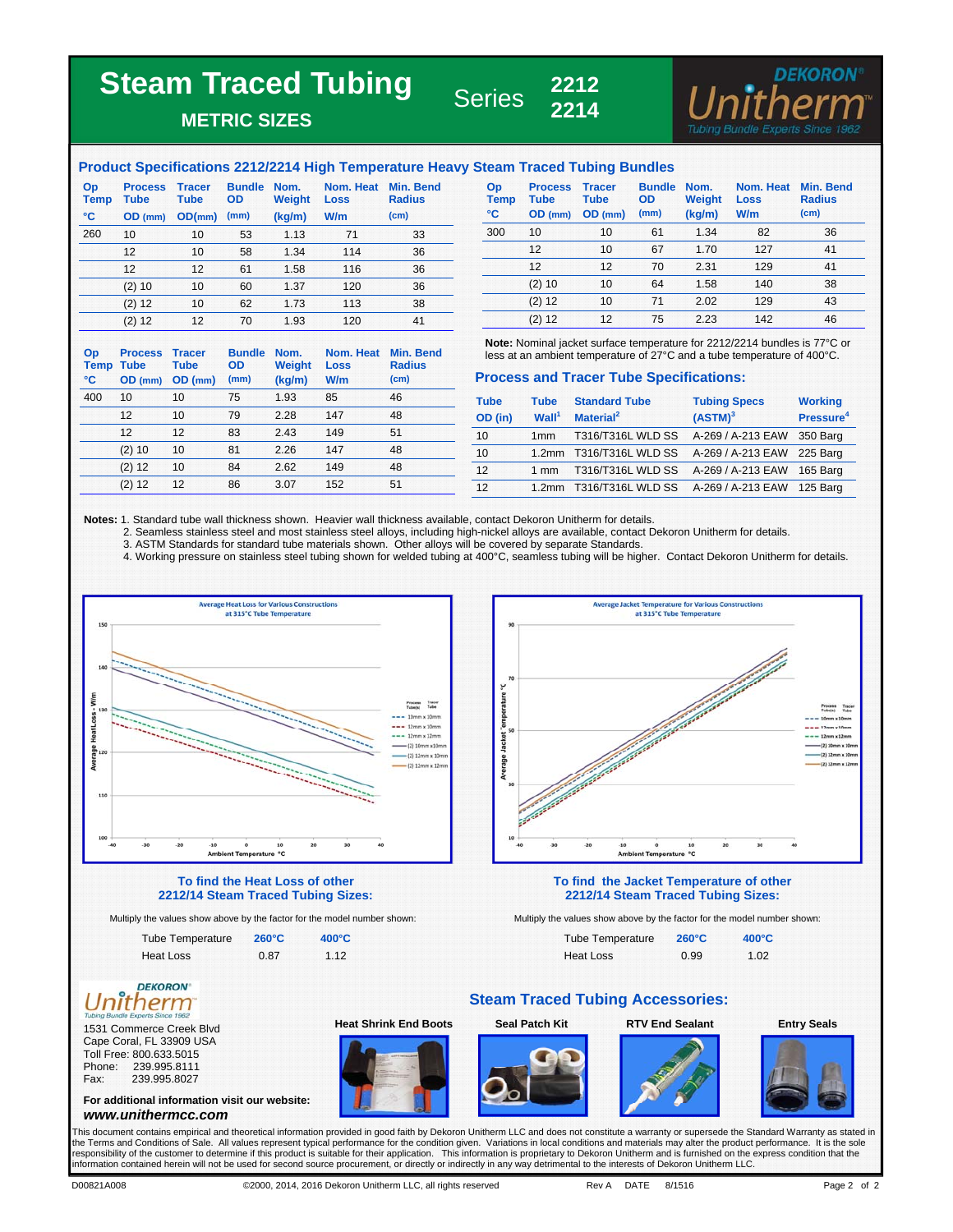# Steam Traced Tubing

## METRIC SIZES

Series 2212 2214

DEKORON® Unitherm™ Tubing Bundle Experts Since 1962

### Product Specifications 2212/2214 High Temperature Heavy Steam Traced Tubing Bundles

| Op Temp °C | Process Tube OD (mm) | Tracer Tube OD(mm) | Bundle OD (mm) | Nom. Weight (kg/m) | Nom. Heat Loss W/m | Min. Bend Radius (cm) |
|---|---|---|---|---|---|---|
| 260 | 10 | 10 | 53 | 1.13 | 71 | 33 |
| | 12 | 10 | 58 | 1.34 | 114 | 36 |
| | 12 | 12 | 61 | 1.58 | 116 | 36 |
| | (2) 10 | 10 | 60 | 1.37 | 120 | 36 |
| | (2) 12 | 10 | 62 | 1.73 | 113 | 38 |
| | (2) 12 | 12 | 70 | 1.93 | 120 | 41 |

| Op Temp °C | Process Tube OD (mm) | Tracer Tube OD (mm) | Bundle OD (mm) | Nom. Weight (kg/m) | Nom. Heat Loss W/m | Min. Bend Radius (cm) |
|---|---|---|---|---|---|---|
| 400 | 10 | 10 | 75 | 1.93 | 85 | 46 |
| | 12 | 10 | 79 | 2.28 | 147 | 48 |
| | 12 | 12 | 83 | 2.43 | 149 | 51 |
| | (2) 10 | 10 | 81 | 2.26 | 147 | 48 |
| | (2) 12 | 10 | 84 | 2.62 | 149 | 48 |
| | (2) 12 | 12 | 86 | 3.07 | 152 | 51 |

| Op Temp °C | Process Tube OD (mm) | Tracer Tube OD (mm) | Bundle OD (mm) | Nom. Weight (kg/m) | Nom. Heat Loss W/m | Min. Bend Radius (cm) |
|---|---|---|---|---|---|---|
| 300 | 10 | 10 | 61 | 1.34 | 82 | 36 |
| | 12 | 10 | 67 | 1.70 | 127 | 41 |
| | 12 | 12 | 70 | 2.31 | 129 | 41 |
| | (2) 10 | 10 | 64 | 1.58 | 140 | 38 |
| | (2) 12 | 10 | 71 | 2.02 | 129 | 43 |
| | (2) 12 | 12 | 75 | 2.23 | 142 | 46 |

**Note:** Nominal jacket surface temperature for 2212/2214 bundles is 77°C or less at an ambient temperature of 27°C and a tube temperature of 400°C.

### Process and Tracer Tube Specifications:

| Tube OD (in) | Tube Wall[1] | Standard Tube Material[2] | Tubing Specs (ASTM)[3] | Working Pressure[4] |
|---|---|---|---|---|
| 10 | 1mm | T316/T316L WLD SS | A-269 / A-213 EAW | 350 Barg |
| 10 | 1.2mm | T316/T316L WLD SS | A-269 / A-213 EAW | 225 Barg |
| 12 | 1 mm | T316/T316L WLD SS | A-269 / A-213 EAW | 165 Barg |
| 12 | 1.2mm | T316/T316L WLD SS | A-269 / A-213 EAW | 125 Barg |

**Notes:** 1. Standard tube wall thickness shown. Heavier wall thickness available, contact Dekoron Unitherm for details.
2. Seamless stainless steel and most stainless steel alloys, including high-nickel alloys are available, contact Dekoron Unitherm for details.
3. ASTM Standards for standard tube materials shown. Other alloys will be covered by separate Standards.
4. Working pressure on stainless steel tubing shown for welded tubing at 400°C, seamless tubing will be higher. Contact Dekoron Unitherm for details.

Average Heat Loss for Various Constructions
at 315°C Tube Temperature

Average HeatLoss - W/m
150
140
130
120
110
100
-40 -30 -20 -10 0 10 20 30 40
Ambient Temperature °C

Process Tube(s) / Tracer Tube
10mm x 10mm
12mm x 10mm
12mm x 12mm
(2) 10mm x10mm
(2) 12mm x 10mm
(2) 12mm x 12mm

Average Jacket Temperature for Various Constructions
at 315°C Tube Temperature

Average Jacket Temperature °C
90
70
50
30
10
-40 -30 -20 -10 0 10 20 30 40
Ambient Temperature °C

Process Tube(s) / Tracer Tube
10mm x 10mm
12mm x 10mm
12mm x 12mm
(2) 10mm x 10mm
(2) 12mm x 10mm
(2) 12mm x 12mm

### To find the Heat Loss of other 2212/14 Steam Traced Tubing Sizes:

Multiply the values show above by the factor for the model number shown:

| Tube Temperature | 260°C | 400°C |
|---|---|---|
| Heat Loss | 0.87 | 1.12 |

### To find the Jacket Temperature of other 2212/14 Steam Traced Tubing Sizes:

Multiply the values show above by the factor for the model number shown:

| Tube Temperature | 260°C | 400°C |
|---|---|---|
| Heat Loss | 0.99 | 1.02 |

DEKORON® Unitherm™ Tubing Bundle Experts Since 1962

1531 Commerce Creek Blvd
Cape Coral, FL 33909 USA
Toll Free: 800.633.5015
Phone: 239.995.8111
Fax: 239.995.8027

**For additional information visit our website:**
***www.unithermcc.com***

### Steam Traced Tubing Accessories:

**Heat Shrink End Boots** | **Seal Patch Kit** | **RTV End Sealant** | **Entry Seals**

This document contains empirical and theoretical information provided in good faith by Dekoron Unitherm LLC and does not constitute a warranty or supersede the Standard Warranty as stated in the Terms and Conditions of Sale. All values represent typical performance for the condition given. Variations in local conditions and materials may alter the product performance. It is the sole responsibility of the customer to determine if this product is suitable for their application. This information is proprietary to Dekoron Unitherm and is furnished on the express condition that the information contained herein will not be used for second source procurement, or directly or indirectly in any way detrimental to the interests of Dekoron Unitherm LLC.

D00821A008 ©2000, 2014, 2016 Dekoron Unitherm LLC, all rights reserved Rev A DATE 8/1516